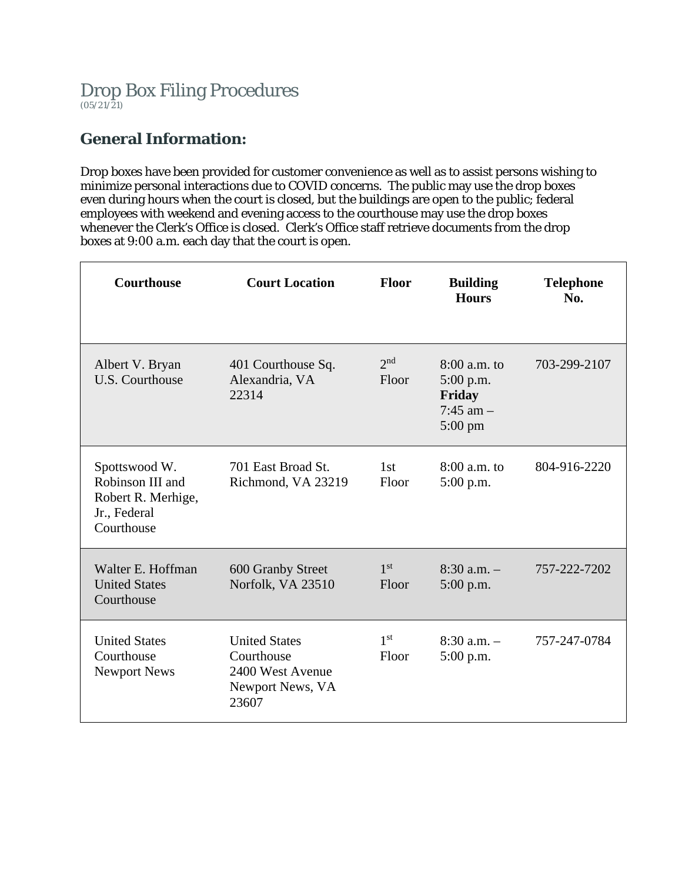# Drop Box Filing Procedures

(05/21/21)

## General Information:

Drop boxes have been provided for customer convenience as well as to assist persons wishing to minimize personal interactions due to COVID concerns. The public may use the drop boxes even during hours when the court is closed, but the buildings are open to the public; federal employees with weekend and evening access to the courthouse may use the drop boxes whenever the Clerk's Office is closed. Clerk's Office staff retrieve documents from the drop boxes at 9:00 a.m. each day that the court is open.

| Courthouse | Court Location | Floor | Building Hours | Telephone No. |
|---|---|---|---|---|
| Albert V. Bryan U.S. Courthouse | 401 Courthouse Sq. Alexandria, VA 22314 | 2nd Floor | 8:00 a.m. to 5:00 p.m. **Friday** 7:45 am – 5:00 pm | 703-299-2107 |
| Spottswood W. Robinson III and Robert R. Merhige, Jr., Federal Courthouse | 701 East Broad St. Richmond, VA 23219 | 1st Floor | 8:00 a.m. to 5:00 p.m. | 804-916-2220 |
| Walter E. Hoffman United States Courthouse | 600 Granby Street Norfolk, VA 23510 | 1st Floor | 8:30 a.m. – 5:00 p.m. | 757-222-7202 |
| United States Courthouse Newport News | United States Courthouse 2400 West Avenue Newport News, VA 23607 | 1st Floor | 8:30 a.m. – 5:00 p.m. | 757-247-0784 |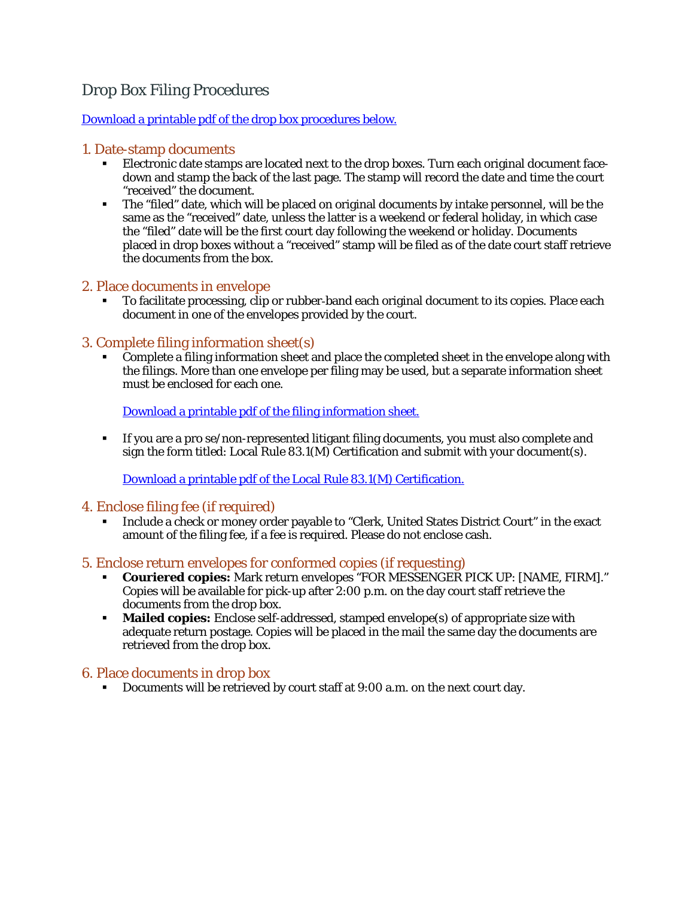# Drop Box Filing Procedures

Download a printable pdf of the drop box procedures below.

## 1. Date-stamp documents

- Electronic date stamps are located next to the drop boxes. Turn each original document face-down and stamp the back of the last page. The stamp will record the date and time the court "received" the document.
- The "filed" date, which will be placed on original documents by intake personnel, will be the same as the "received" date, unless the latter is a weekend or federal holiday, in which case the "filed" date will be the first court day following the weekend or holiday. Documents placed in drop boxes without a "received" stamp will be filed as of the date court staff retrieve the documents from the box.

## 2. Place documents in envelope

- To facilitate processing, clip or rubber-band each original document to its copies. Place each document in one of the envelopes provided by the court.

## 3. Complete filing information sheet(s)

- Complete a filing information sheet and place the completed sheet in the envelope along with the filings. More than one envelope per filing may be used, but a separate information sheet must be enclosed for each one.

  Download a printable pdf of the filing information sheet.

- If you are a pro se/non-represented litigant filing documents, you must also complete and sign the form titled: Local Rule 83.1(M) Certification and submit with your document(s).

  Download a printable pdf of the Local Rule 83.1(M) Certification.

## 4. Enclose filing fee (if required)

- Include a check or money order payable to "Clerk, United States District Court" in the exact amount of the filing fee, if a fee is required. Please do not enclose cash.

## 5. Enclose return envelopes for conformed copies (if requesting)

- **Couriered copies:** Mark return envelopes "FOR MESSENGER PICK UP: [NAME, FIRM]." Copies will be available for pick-up after 2:00 p.m. on the day court staff retrieve the documents from the drop box.
- **Mailed copies:** Enclose self-addressed, stamped envelope(s) of appropriate size with adequate return postage. Copies will be placed in the mail the same day the documents are retrieved from the drop box.

## 6. Place documents in drop box

- Documents will be retrieved by court staff at 9:00 a.m. on the next court day.